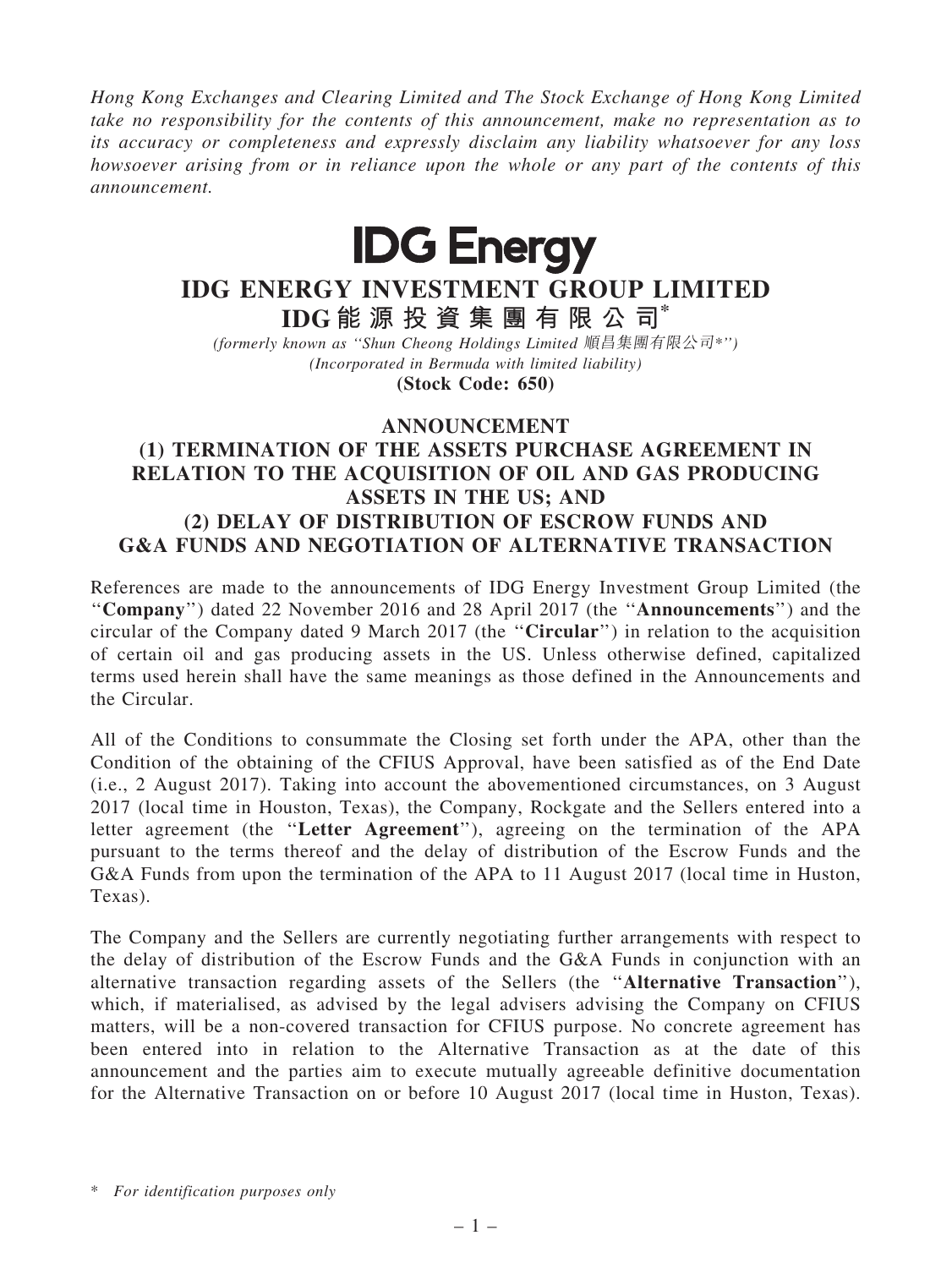*Hong Kong Exchanges and Clearing Limited and The Stock Exchange of Hong Kong Limited take no responsibility for the contents of this announcement, make no representation as to its accuracy or completeness and expressly disclaim any liability whatsoever for any loss howsoever arising from or in reliance upon the whole or any part of the contents of this announcement.*

**IDG Energy**

# IDG ENERGY INVESTMENT GROUP LIMITED

# IDG能源投資集團有限公司*

*(formerly known as "Shun Cheong Holdings Limited 順昌集團有限公司*")*
*(Incorporated in Bermuda with limited liability)*
**(Stock Code: 650)**

## ANNOUNCEMENT
## (1) TERMINATION OF THE ASSETS PURCHASE AGREEMENT IN RELATION TO THE ACQUISITION OF OIL AND GAS PRODUCING ASSETS IN THE US; AND
## (2) DELAY OF DISTRIBUTION OF ESCROW FUNDS AND G&A FUNDS AND NEGOTIATION OF ALTERNATIVE TRANSACTION

References are made to the announcements of IDG Energy Investment Group Limited (the "**Company**") dated 22 November 2016 and 28 April 2017 (the "**Announcements**") and the circular of the Company dated 9 March 2017 (the "**Circular**") in relation to the acquisition of certain oil and gas producing assets in the US. Unless otherwise defined, capitalized terms used herein shall have the same meanings as those defined in the Announcements and the Circular.

All of the Conditions to consummate the Closing set forth under the APA, other than the Condition of the obtaining of the CFIUS Approval, have been satisfied as of the End Date (i.e., 2 August 2017). Taking into account the abovementioned circumstances, on 3 August 2017 (local time in Houston, Texas), the Company, Rockgate and the Sellers entered into a letter agreement (the "**Letter Agreement**"), agreeing on the termination of the APA pursuant to the terms thereof and the delay of distribution of the Escrow Funds and the G&A Funds from upon the termination of the APA to 11 August 2017 (local time in Huston, Texas).

The Company and the Sellers are currently negotiating further arrangements with respect to the delay of distribution of the Escrow Funds and the G&A Funds in conjunction with an alternative transaction regarding assets of the Sellers (the "**Alternative Transaction**"), which, if materialised, as advised by the legal advisers advising the Company on CFIUS matters, will be a non-covered transaction for CFIUS purpose. No concrete agreement has been entered into in relation to the Alternative Transaction as at the date of this announcement and the parties aim to execute mutually agreeable definitive documentation for the Alternative Transaction on or before 10 August 2017 (local time in Huston, Texas).

\* *For identification purposes only*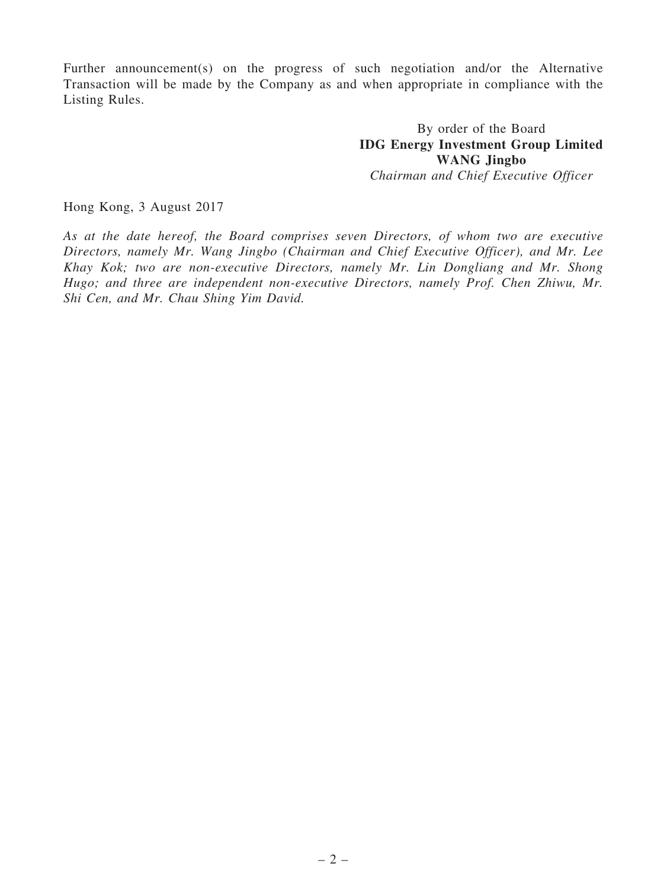Further announcement(s) on the progress of such negotiation and/or the Alternative Transaction will be made by the Company as and when appropriate in compliance with the Listing Rules.

By order of the Board
**IDG Energy Investment Group Limited**
**WANG Jingbo**
*Chairman and Chief Executive Officer*

Hong Kong, 3 August 2017

*As at the date hereof, the Board comprises seven Directors, of whom two are executive Directors, namely Mr. Wang Jingbo (Chairman and Chief Executive Officer), and Mr. Lee Khay Kok; two are non-executive Directors, namely Mr. Lin Dongliang and Mr. Shong Hugo; and three are independent non-executive Directors, namely Prof. Chen Zhiwu, Mr. Shi Cen, and Mr. Chau Shing Yim David.*